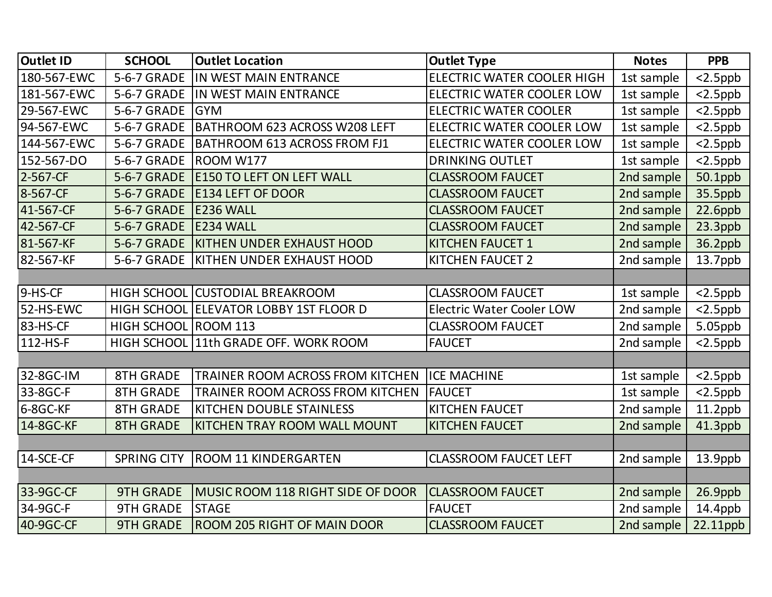| Outlet ID | SCHOOL | Outlet Location | Outlet Type | Notes | PPB |
|---|---|---|---|---|---|
| 180-567-EWC | 5-6-7 GRADE | IN WEST MAIN ENTRANCE | ELECTRIC WATER COOLER HIGH | 1st sample | <2.5ppb |
| 181-567-EWC | 5-6-7 GRADE | IN WEST MAIN ENTRANCE | ELECTRIC WATER COOLER LOW | 1st sample | <2.5ppb |
| 29-567-EWC | 5-6-7 GRADE | GYM | ELECTRIC WATER COOLER | 1st sample | <2.5ppb |
| 94-567-EWC | 5-6-7 GRADE | BATHROOM 623 ACROSS W208 LEFT | ELECTRIC WATER COOLER LOW | 1st sample | <2.5ppb |
| 144-567-EWC | 5-6-7 GRADE | BATHROOM 613 ACROSS FROM FJ1 | ELECTRIC WATER COOLER LOW | 1st sample | <2.5ppb |
| 152-567-DO | 5-6-7 GRADE | ROOM W177 | DRINKING OUTLET | 1st sample | <2.5ppb |
| 2-567-CF | 5-6-7 GRADE | E150 TO LEFT ON LEFT WALL | CLASSROOM FAUCET | 2nd sample | 50.1ppb |
| 8-567-CF | 5-6-7 GRADE | E134 LEFT OF DOOR | CLASSROOM FAUCET | 2nd sample | 35.5ppb |
| 41-567-CF | 5-6-7 GRADE | E236 WALL | CLASSROOM FAUCET | 2nd sample | 22.6ppb |
| 42-567-CF | 5-6-7 GRADE | E234 WALL | CLASSROOM FAUCET | 2nd sample | 23.3ppb |
| 81-567-KF | 5-6-7 GRADE | KITHEN UNDER EXHAUST HOOD | KITCHEN FAUCET 1 | 2nd sample | 36.2ppb |
| 82-567-KF | 5-6-7 GRADE | KITHEN UNDER EXHAUST HOOD | KITCHEN FAUCET 2 | 2nd sample | 13.7ppb |
| | | | | | |
| 9-HS-CF | HIGH SCHOOL | CUSTODIAL BREAKROOM | CLASSROOM FAUCET | 1st sample | <2.5ppb |
| 52-HS-EWC | HIGH SCHOOL | ELEVATOR LOBBY 1ST FLOOR D | Electric Water Cooler LOW | 2nd sample | <2.5ppb |
| 83-HS-CF | HIGH SCHOOL | ROOM 113 | CLASSROOM FAUCET | 2nd sample | 5.05ppb |
| 112-HS-F | HIGH SCHOOL | 11th GRADE OFF. WORK ROOM | FAUCET | 2nd sample | <2.5ppb |
| | | | | | |
| 32-8GC-IM | 8TH GRADE | TRAINER ROOM ACROSS FROM KITCHEN | ICE MACHINE | 1st sample | <2.5ppb |
| 33-8GC-F | 8TH GRADE | TRAINER ROOM ACROSS FROM KITCHEN | FAUCET | 1st sample | <2.5ppb |
| 6-8GC-KF | 8TH GRADE | KITCHEN DOUBLE STAINLESS | KITCHEN FAUCET | 2nd sample | 11.2ppb |
| 14-8GC-KF | 8TH GRADE | KITCHEN TRAY ROOM WALL MOUNT | KITCHEN FAUCET | 2nd sample | 41.3ppb |
| | | | | | |
| 14-SCE-CF | SPRING CITY | ROOM 11 KINDERGARTEN | CLASSROOM FAUCET LEFT | 2nd sample | 13.9ppb |
| | | | | | |
| 33-9GC-CF | 9TH GRADE | MUSIC ROOM 118 RIGHT SIDE OF DOOR | CLASSROOM FAUCET | 2nd sample | 26.9ppb |
| 34-9GC-F | 9TH GRADE | STAGE | FAUCET | 2nd sample | 14.4ppb |
| 40-9GC-CF | 9TH GRADE | ROOM 205 RIGHT OF MAIN DOOR | CLASSROOM FAUCET | 2nd sample | 22.11ppb |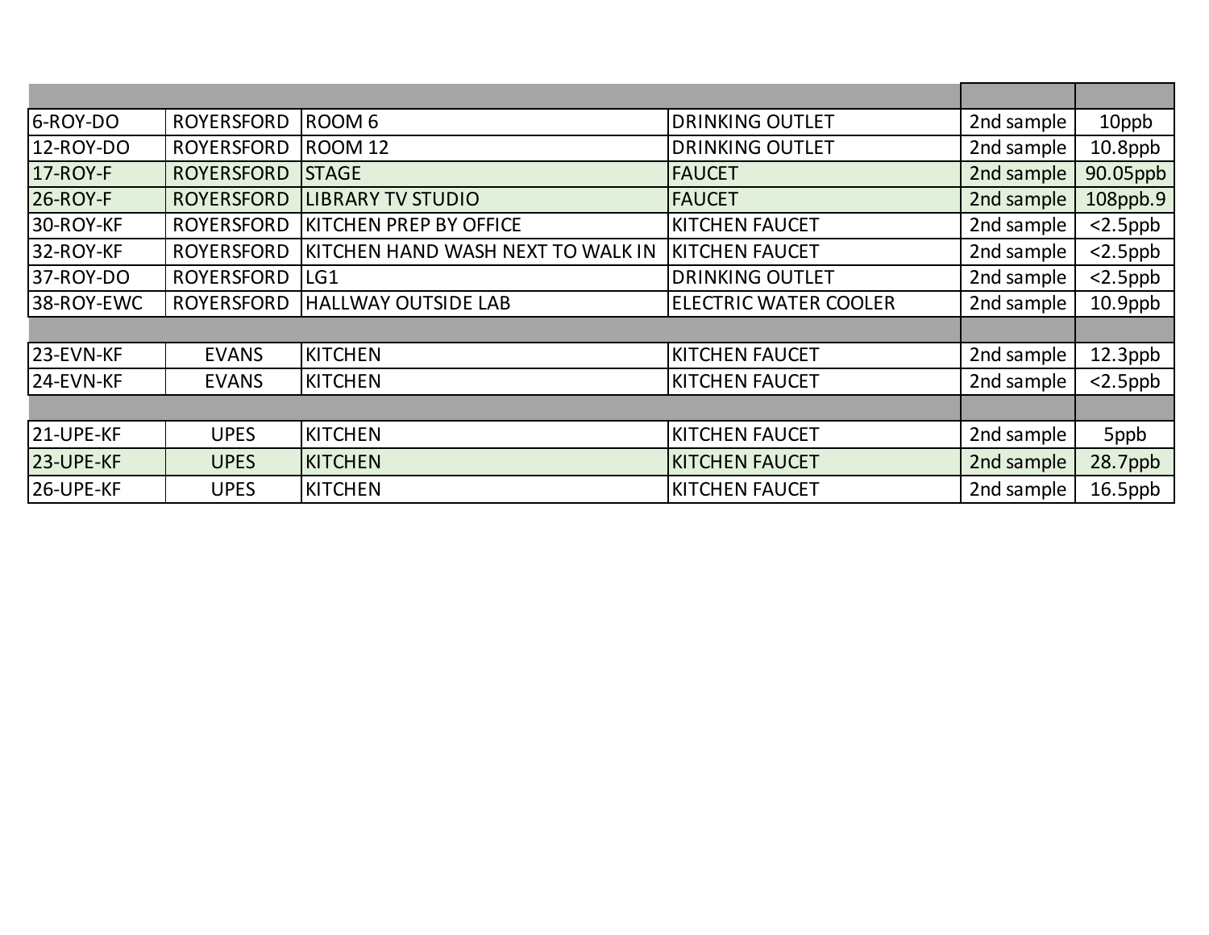| | | | | | |
|---|---|---|---|---|---|
| | | | | | |
| 6-ROY-DO | ROYERSFORD | ROOM 6 | DRINKING OUTLET | 2nd sample | 10ppb |
| 12-ROY-DO | ROYERSFORD | ROOM 12 | DRINKING OUTLET | 2nd sample | 10.8ppb |
| 17-ROY-F | ROYERSFORD | STAGE | FAUCET | 2nd sample | 90.05ppb |
| 26-ROY-F | ROYERSFORD | LIBRARY TV STUDIO | FAUCET | 2nd sample | 108ppb.9 |
| 30-ROY-KF | ROYERSFORD | KITCHEN PREP BY OFFICE | KITCHEN FAUCET | 2nd sample | <2.5ppb |
| 32-ROY-KF | ROYERSFORD | KITCHEN HAND WASH NEXT TO WALK IN | KITCHEN FAUCET | 2nd sample | <2.5ppb |
| 37-ROY-DO | ROYERSFORD | LG1 | DRINKING OUTLET | 2nd sample | <2.5ppb |
| 38-ROY-EWC | ROYERSFORD | HALLWAY OUTSIDE LAB | ELECTRIC WATER COOLER | 2nd sample | 10.9ppb |
| | | | | | |
| 23-EVN-KF | EVANS | KITCHEN | KITCHEN FAUCET | 2nd sample | 12.3ppb |
| 24-EVN-KF | EVANS | KITCHEN | KITCHEN FAUCET | 2nd sample | <2.5ppb |
| | | | | | |
| 21-UPE-KF | UPES | KITCHEN | KITCHEN FAUCET | 2nd sample | 5ppb |
| 23-UPE-KF | UPES | KITCHEN | KITCHEN FAUCET | 2nd sample | 28.7ppb |
| 26-UPE-KF | UPES | KITCHEN | KITCHEN FAUCET | 2nd sample | 16.5ppb |